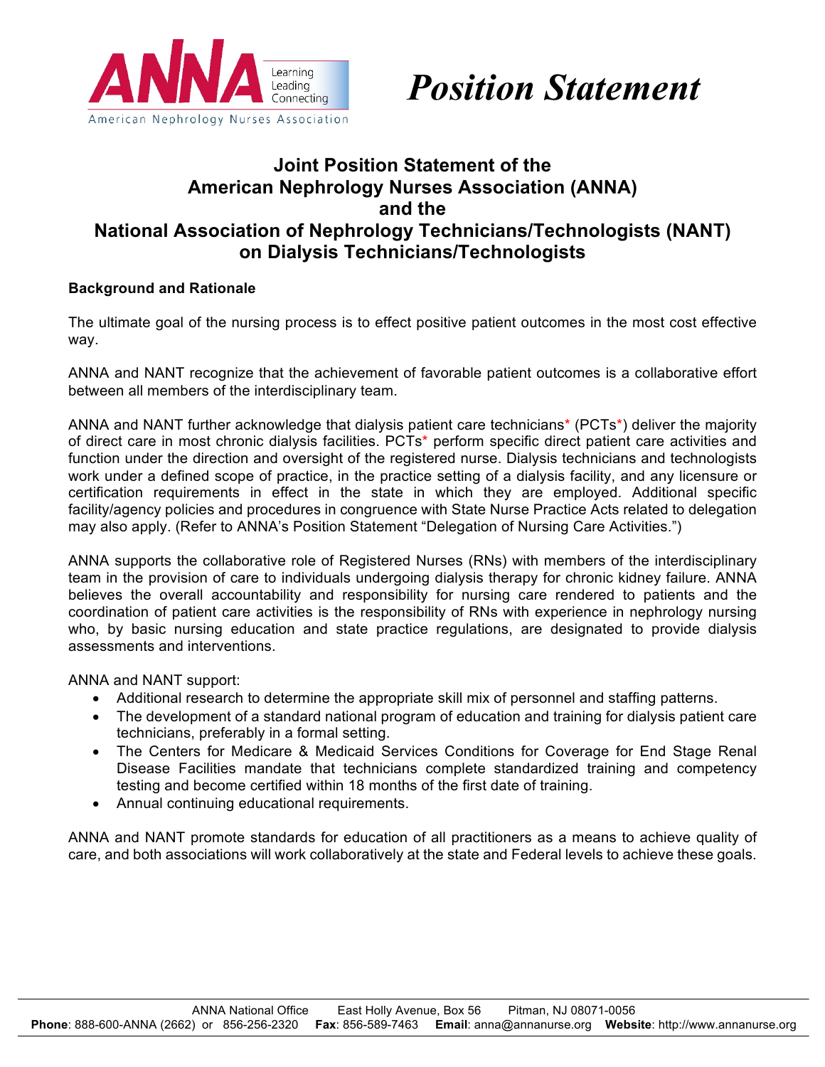*Position Statement*

# Joint Position Statement of the American Nephrology Nurses Association (ANNA) and the National Association of Nephrology Technicians/Technologists (NANT) on Dialysis Technicians/Technologists

**Background and Rationale**

The ultimate goal of the nursing process is to effect positive patient outcomes in the most cost effective way.

ANNA and NANT recognize that the achievement of favorable patient outcomes is a collaborative effort between all members of the interdisciplinary team.

ANNA and NANT further acknowledge that dialysis patient care technicians* (PCTs*) deliver the majority of direct care in most chronic dialysis facilities. PCTs* perform specific direct patient care activities and function under the direction and oversight of the registered nurse. Dialysis technicians and technologists work under a defined scope of practice, in the practice setting of a dialysis facility, and any licensure or certification requirements in effect in the state in which they are employed. Additional specific facility/agency policies and procedures in congruence with State Nurse Practice Acts related to delegation may also apply. (Refer to ANNA's Position Statement "Delegation of Nursing Care Activities.")

ANNA supports the collaborative role of Registered Nurses (RNs) with members of the interdisciplinary team in the provision of care to individuals undergoing dialysis therapy for chronic kidney failure. ANNA believes the overall accountability and responsibility for nursing care rendered to patients and the coordination of patient care activities is the responsibility of RNs with experience in nephrology nursing who, by basic nursing education and state practice regulations, are designated to provide dialysis assessments and interventions.

ANNA and NANT support:

- Additional research to determine the appropriate skill mix of personnel and staffing patterns.
- The development of a standard national program of education and training for dialysis patient care technicians, preferably in a formal setting.
- The Centers for Medicare & Medicaid Services Conditions for Coverage for End Stage Renal Disease Facilities mandate that technicians complete standardized training and competency testing and become certified within 18 months of the first date of training.
- Annual continuing educational requirements.

ANNA and NANT promote standards for education of all practitioners as a means to achieve quality of care, and both associations will work collaboratively at the state and Federal levels to achieve these goals.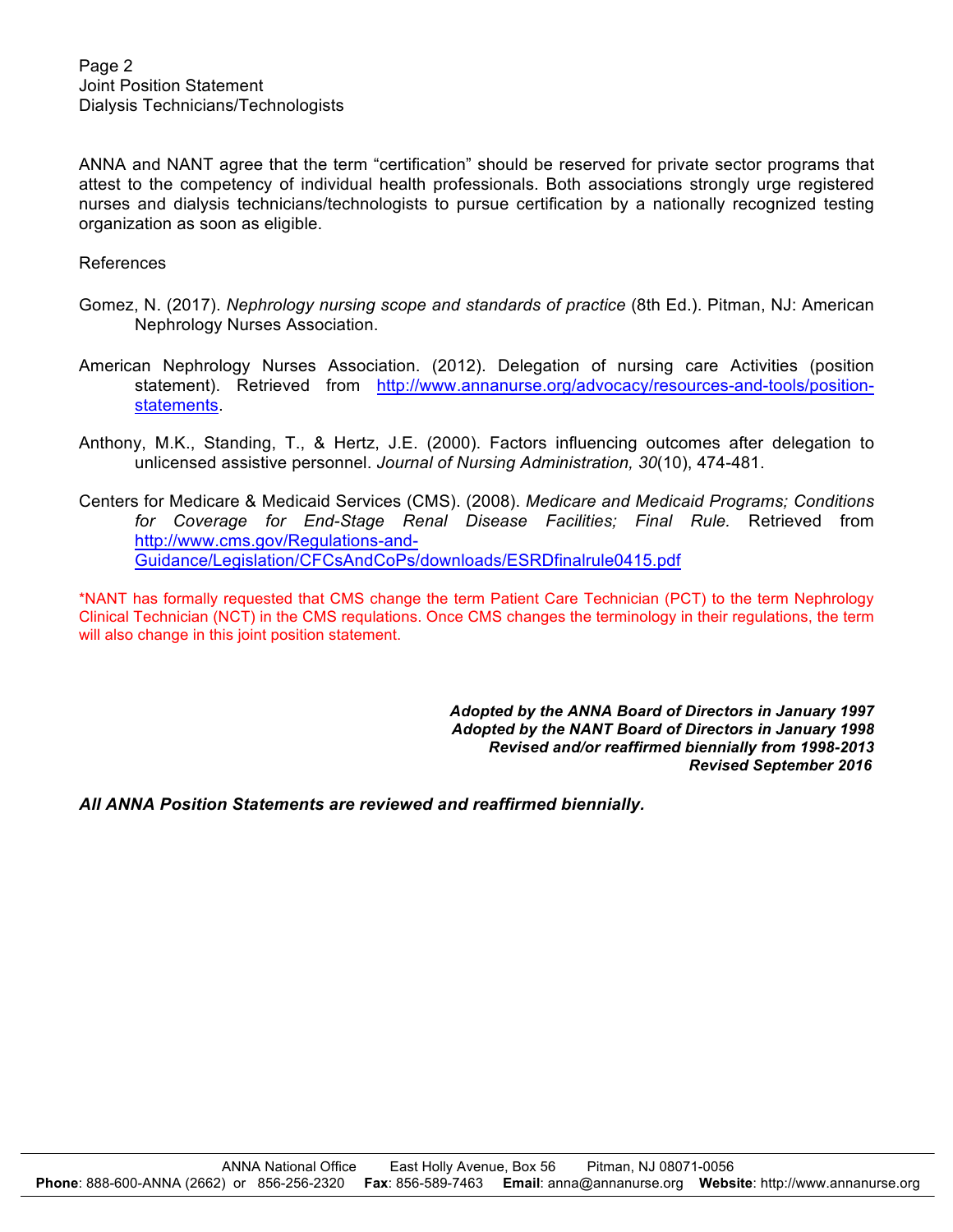ANNA and NANT agree that the term "certification" should be reserved for private sector programs that attest to the competency of individual health professionals. Both associations strongly urge registered nurses and dialysis technicians/technologists to pursue certification by a nationally recognized testing organization as soon as eligible.

References

Gomez, N. (2017). *Nephrology nursing scope and standards of practice* (8th Ed.). Pitman, NJ: American Nephrology Nurses Association.

American Nephrology Nurses Association. (2012). Delegation of nursing care Activities (position statement). Retrieved from http://www.annanurse.org/advocacy/resources-and-tools/position-statements.

Anthony, M.K., Standing, T., & Hertz, J.E. (2000). Factors influencing outcomes after delegation to unlicensed assistive personnel. *Journal of Nursing Administration, 30*(10), 474-481.

Centers for Medicare & Medicaid Services (CMS). (2008). *Medicare and Medicaid Programs; Conditions for Coverage for End-Stage Renal Disease Facilities; Final Rule.* Retrieved from http://www.cms.gov/Regulations-and-Guidance/Legislation/CFCsAndCoPs/downloads/ESRDfinalrule0415.pdf

*NANT has formally requested that CMS change the term Patient Care Technician (PCT) to the term Nephrology Clinical Technician (NCT) in the CMS requlations. Once CMS changes the terminology in their regulations, the term will also change in this joint position statement.

***Adopted by the ANNA Board of Directors in January 1997***
***Adopted by the NANT Board of Directors in January 1998***
***Revised and/or reaffirmed biennially from 1998-2013***
***Revised September 2016***

***All ANNA Position Statements are reviewed and reaffirmed biennially.***

ANNA National Office East Holly Avenue, Box 56 Pitman, NJ 08071-0056
**Phone**: 888-600-ANNA (2662) or 856-256-2320 **Fax**: 856-589-7463 **Email**: anna@annanurse.org **Website**: http://www.annanurse.org